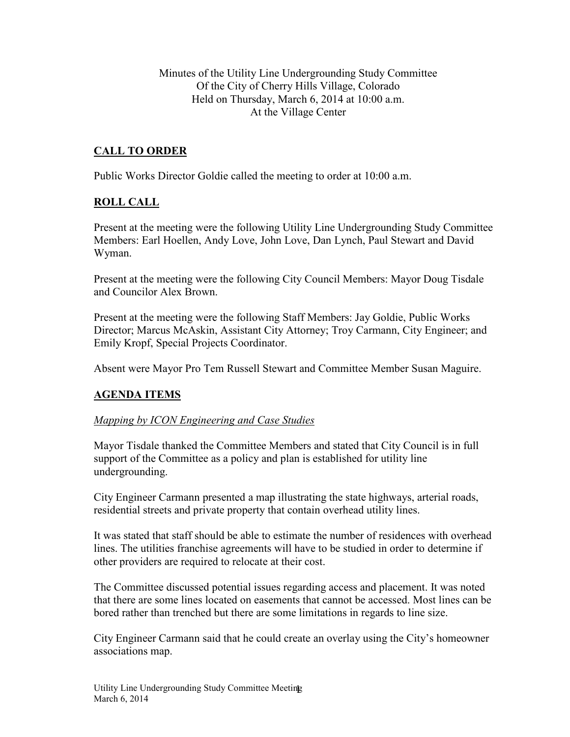Minutes of the Utility Line Undergrounding Study Committee
Of the City of Cherry Hills Village, Colorado
Held on Thursday, March 6, 2014 at 10:00 a.m.
At the Village Center

## CALL TO ORDER

Public Works Director Goldie called the meeting to order at 10:00 a.m.

## ROLL CALL

Present at the meeting were the following Utility Line Undergrounding Study Committee Members: Earl Hoellen, Andy Love, John Love, Dan Lynch, Paul Stewart and David Wyman.

Present at the meeting were the following City Council Members: Mayor Doug Tisdale and Councilor Alex Brown.

Present at the meeting were the following Staff Members: Jay Goldie, Public Works Director; Marcus McAskin, Assistant City Attorney; Troy Carmann, City Engineer; and Emily Kropf, Special Projects Coordinator.

Absent were Mayor Pro Tem Russell Stewart and Committee Member Susan Maguire.

## AGENDA ITEMS

*Mapping by ICON Engineering and Case Studies*

Mayor Tisdale thanked the Committee Members and stated that City Council is in full support of the Committee as a policy and plan is established for utility line undergrounding.

City Engineer Carmann presented a map illustrating the state highways, arterial roads, residential streets and private property that contain overhead utility lines.

It was stated that staff should be able to estimate the number of residences with overhead lines. The utilities franchise agreements will have to be studied in order to determine if other providers are required to relocate at their cost.

The Committee discussed potential issues regarding access and placement. It was noted that there are some lines located on easements that cannot be accessed. Most lines can be bored rather than trenched but there are some limitations in regards to line size.

City Engineer Carmann said that he could create an overlay using the City's homeowner associations map.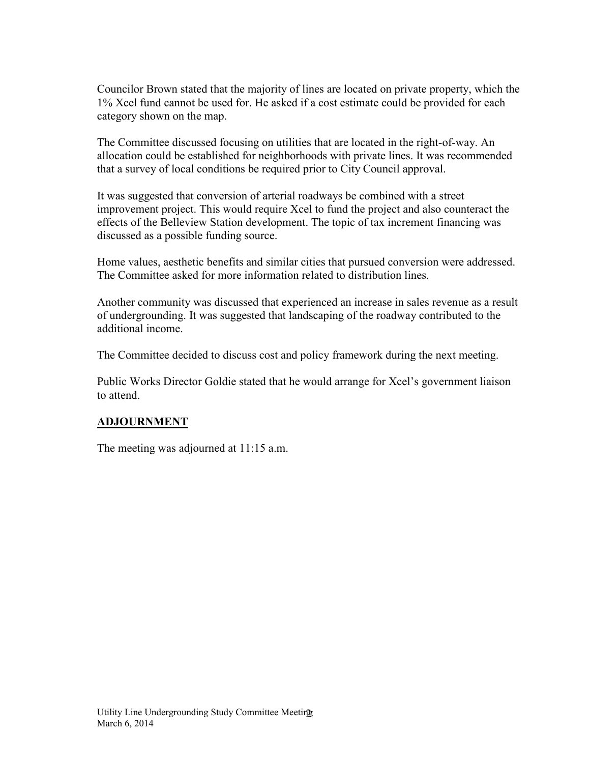Councilor Brown stated that the majority of lines are located on private property, which the 1% Xcel fund cannot be used for. He asked if a cost estimate could be provided for each category shown on the map.

The Committee discussed focusing on utilities that are located in the right-of-way. An allocation could be established for neighborhoods with private lines. It was recommended that a survey of local conditions be required prior to City Council approval.

It was suggested that conversion of arterial roadways be combined with a street improvement project. This would require Xcel to fund the project and also counteract the effects of the Belleview Station development. The topic of tax increment financing was discussed as a possible funding source.

Home values, aesthetic benefits and similar cities that pursued conversion were addressed. The Committee asked for more information related to distribution lines.

Another community was discussed that experienced an increase in sales revenue as a result of undergrounding. It was suggested that landscaping of the roadway contributed to the additional income.

The Committee decided to discuss cost and policy framework during the next meeting.

Public Works Director Goldie stated that he would arrange for Xcel's government liaison to attend.

## ADJOURNMENT

The meeting was adjourned at 11:15 a.m.